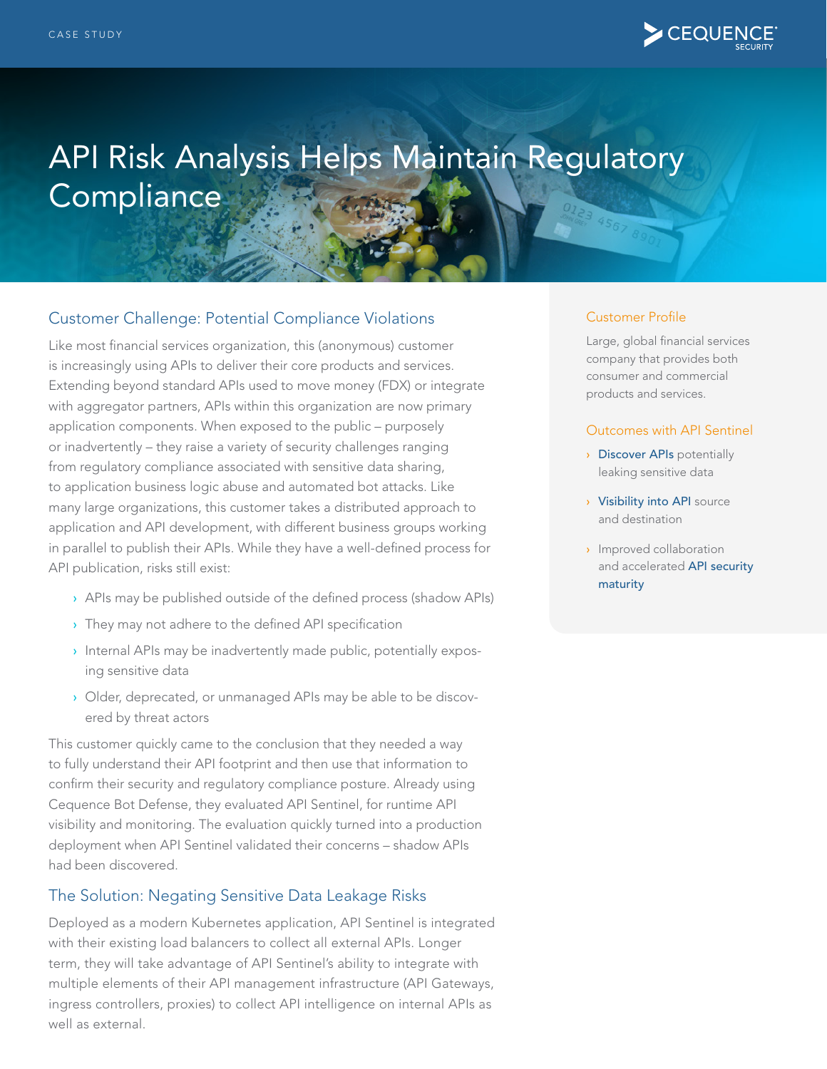CASE STUDY

# API Risk Analysis Helps Maintain Regulatory Compliance

## Customer Challenge: Potential Compliance Violations

Like most financial services organization, this (anonymous) customer is increasingly using APIs to deliver their core products and services. Extending beyond standard APIs used to move money (FDX) or integrate with aggregator partners, APIs within this organization are now primary application components. When exposed to the public – purposely or inadvertently – they raise a variety of security challenges ranging from regulatory compliance associated with sensitive data sharing, to application business logic abuse and automated bot attacks. Like many large organizations, this customer takes a distributed approach to application and API development, with different business groups working in parallel to publish their APIs. While they have a well-defined process for API publication, risks still exist:

- APIs may be published outside of the defined process (shadow APIs)
- They may not adhere to the defined API specification
- Internal APIs may be inadvertently made public, potentially exposing sensitive data
- Older, deprecated, or unmanaged APIs may be able to be discovered by threat actors

This customer quickly came to the conclusion that they needed a way to fully understand their API footprint and then use that information to confirm their security and regulatory compliance posture. Already using Cequence Bot Defense, they evaluated API Sentinel, for runtime API visibility and monitoring. The evaluation quickly turned into a production deployment when API Sentinel validated their concerns – shadow APIs had been discovered.

## The Solution: Negating Sensitive Data Leakage Risks

Deployed as a modern Kubernetes application, API Sentinel is integrated with their existing load balancers to collect all external APIs. Longer term, they will take advantage of API Sentinel's ability to integrate with multiple elements of their API management infrastructure (API Gateways, ingress controllers, proxies) to collect API intelligence on internal APIs as well as external.

### Customer Profile

Large, global financial services company that provides both consumer and commercial products and services.

### Outcomes with API Sentinel

- **Discover APIs** potentially leaking sensitive data
- **Visibility into API** source and destination
- Improved collaboration and accelerated **API security maturity**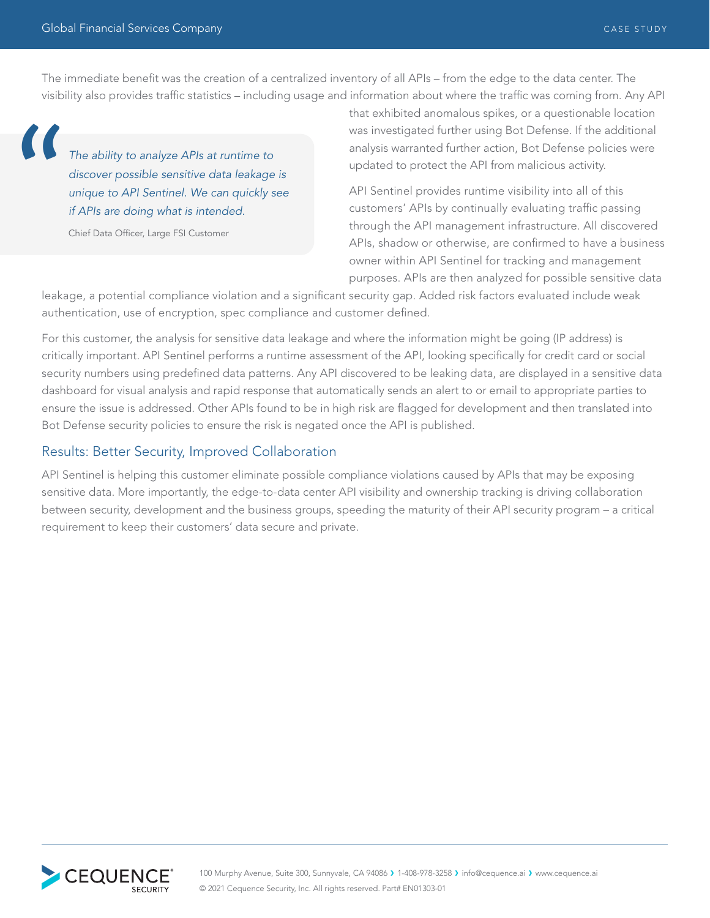The immediate benefit was the creation of a centralized inventory of all APIs – from the edge to the data center. The visibility also provides traffic statistics – including usage and information about where the traffic was coming from. Any API that exhibited anomalous spikes, or a questionable location was investigated further using Bot Defense. If the additional analysis warranted further action, Bot Defense policies were updated to protect the API from malicious activity.

> *The ability to analyze APIs at runtime to discover possible sensitive data leakage is unique to API Sentinel. We can quickly see if APIs are doing what is intended.*
>
> Chief Data Officer, Large FSI Customer

API Sentinel provides runtime visibility into all of this customers' APIs by continually evaluating traffic passing through the API management infrastructure. All discovered APIs, shadow or otherwise, are confirmed to have a business owner within API Sentinel for tracking and management purposes. APIs are then analyzed for possible sensitive data leakage, a potential compliance violation and a significant security gap. Added risk factors evaluated include weak authentication, use of encryption, spec compliance and customer defined.

For this customer, the analysis for sensitive data leakage and where the information might be going (IP address) is critically important. API Sentinel performs a runtime assessment of the API, looking specifically for credit card or social security numbers using predefined data patterns. Any API discovered to be leaking data, are displayed in a sensitive data dashboard for visual analysis and rapid response that automatically sends an alert to or email to appropriate parties to ensure the issue is addressed. Other APIs found to be in high risk are flagged for development and then translated into Bot Defense security policies to ensure the risk is negated once the API is published.

## Results: Better Security, Improved Collaboration

API Sentinel is helping this customer eliminate possible compliance violations caused by APIs that may be exposing sensitive data. More importantly, the edge-to-data center API visibility and ownership tracking is driving collaboration between security, development and the business groups, speeding the maturity of their API security program – a critical requirement to keep their customers' data secure and private.

100 Murphy Avenue, Suite 300, Sunnyvale, CA 94086 › 1-408-978-3258 › info@cequence.ai › www.cequence.ai
© 2021 Cequence Security, Inc. All rights reserved. Part# EN01303-01